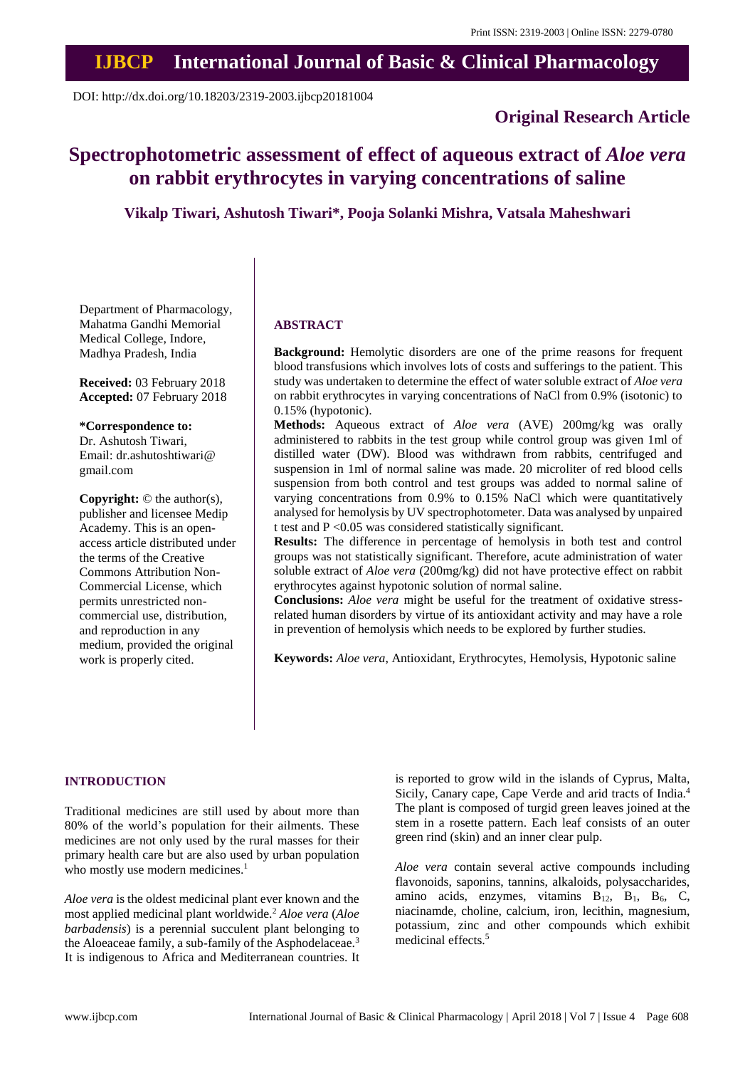Print ISSN: 2319-2003 | Online ISSN: 2279-0780

# IJBCP International Journal of Basic & Clinical Pharmacology

DOI: http://dx.doi.org/10.18203/2319-2003.ijbcp20181004

**Original Research Article**

# Spectrophotometric assessment of effect of aqueous extract of *Aloe vera* on rabbit erythrocytes in varying concentrations of saline

**Vikalp Tiwari, Ashutosh Tiwari*, Pooja Solanki Mishra, Vatsala Maheshwari**

Department of Pharmacology, Mahatma Gandhi Memorial Medical College, Indore, Madhya Pradesh, India

**Received:** 03 February 2018
**Accepted:** 07 February 2018

**\*Correspondence to:**
Dr. Ashutosh Tiwari,
Email: dr.ashutoshtiwari@gmail.com

**Copyright:** © the author(s), publisher and licensee Medip Academy. This is an open-access article distributed under the terms of the Creative Commons Attribution Non-Commercial License, which permits unrestricted non-commercial use, distribution, and reproduction in any medium, provided the original work is properly cited.

## ABSTRACT

**Background:** Hemolytic disorders are one of the prime reasons for frequent blood transfusions which involves lots of costs and sufferings to the patient. This study was undertaken to determine the effect of water soluble extract of *Aloe vera* on rabbit erythrocytes in varying concentrations of NaCl from 0.9% (isotonic) to 0.15% (hypotonic).

**Methods:** Aqueous extract of *Aloe vera* (AVE) 200mg/kg was orally administered to rabbits in the test group while control group was given 1ml of distilled water (DW). Blood was withdrawn from rabbits, centrifuged and suspension in 1ml of normal saline was made. 20 microliter of red blood cells suspension from both control and test groups was added to normal saline of varying concentrations from 0.9% to 0.15% NaCl which were quantitatively analysed for hemolysis by UV spectrophotometer. Data was analysed by unpaired t test and P <0.05 was considered statistically significant.

**Results:** The difference in percentage of hemolysis in both test and control groups was not statistically significant. Therefore, acute administration of water soluble extract of *Aloe vera* (200mg/kg) did not have protective effect on rabbit erythrocytes against hypotonic solution of normal saline.

**Conclusions:** *Aloe vera* might be useful for the treatment of oxidative stress-related human disorders by virtue of its antioxidant activity and may have a role in prevention of hemolysis which needs to be explored by further studies.

**Keywords:** *Aloe vera*, Antioxidant, Erythrocytes, Hemolysis, Hypotonic saline

## INTRODUCTION

Traditional medicines are still used by about more than 80% of the world's population for their ailments. These medicines are not only used by the rural masses for their primary health care but are also used by urban population who mostly use modern medicines.[1]

*Aloe vera* is the oldest medicinal plant ever known and the most applied medicinal plant worldwide.[2] *Aloe vera* (*Aloe barbadensis*) is a perennial succulent plant belonging to the Aloeaceae family, a sub-family of the Asphodelaceae.[3] It is indigenous to Africa and Mediterranean countries. It is reported to grow wild in the islands of Cyprus, Malta, Sicily, Canary cape, Cape Verde and arid tracts of India.[4] The plant is composed of turgid green leaves joined at the stem in a rosette pattern. Each leaf consists of an outer green rind (skin) and an inner clear pulp.

*Aloe vera* contain several active compounds including flavonoids, saponins, tannins, alkaloids, polysaccharides, amino acids, enzymes, vitamins $B_{12}$, $B_1$, $B_6$, C, niacinamde, choline, calcium, iron, lecithin, magnesium, potassium, zinc and other compounds which exhibit medicinal effects.[5]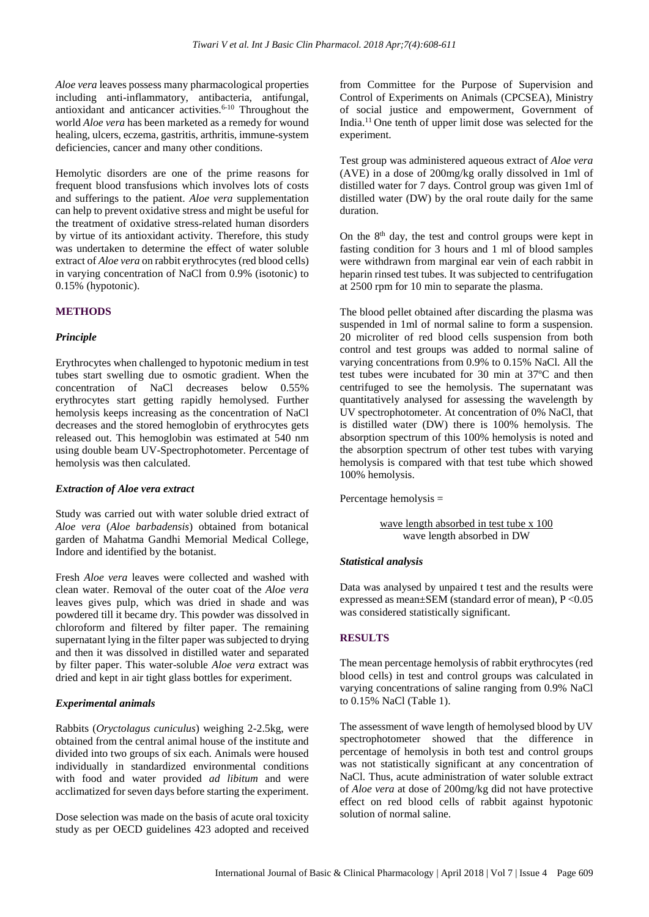*Aloe vera* leaves possess many pharmacological properties including anti-inflammatory, antibacteria, antifungal, antioxidant and anticancer activities.[6-10] Throughout the world *Aloe vera* has been marketed as a remedy for wound healing, ulcers, eczema, gastritis, arthritis, immune-system deficiencies, cancer and many other conditions.

Hemolytic disorders are one of the prime reasons for frequent blood transfusions which involves lots of costs and sufferings to the patient. *Aloe vera* supplementation can help to prevent oxidative stress and might be useful for the treatment of oxidative stress-related human disorders by virtue of its antioxidant activity. Therefore, this study was undertaken to determine the effect of water soluble extract of *Aloe vera* on rabbit erythrocytes (red blood cells) in varying concentration of NaCl from 0.9% (isotonic) to 0.15% (hypotonic).

## METHODS

### *Principle*

Erythrocytes when challenged to hypotonic medium in test tubes start swelling due to osmotic gradient. When the concentration of NaCl decreases below 0.55% erythrocytes start getting rapidly hemolysed. Further hemolysis keeps increasing as the concentration of NaCl decreases and the stored hemoglobin of erythrocytes gets released out. This hemoglobin was estimated at 540 nm using double beam UV-Spectrophotometer. Percentage of hemolysis was then calculated.

### *Extraction of Aloe vera extract*

Study was carried out with water soluble dried extract of *Aloe vera* (*Aloe barbadensis*) obtained from botanical garden of Mahatma Gandhi Memorial Medical College, Indore and identified by the botanist.

Fresh *Aloe vera* leaves were collected and washed with clean water. Removal of the outer coat of the *Aloe vera* leaves gives pulp, which was dried in shade and was powdered till it became dry. This powder was dissolved in chloroform and filtered by filter paper. The remaining supernatant lying in the filter paper was subjected to drying and then it was dissolved in distilled water and separated by filter paper. This water-soluble *Aloe vera* extract was dried and kept in air tight glass bottles for experiment.

### *Experimental animals*

Rabbits (*Oryctolagus cuniculus*) weighing 2-2.5kg, were obtained from the central animal house of the institute and divided into two groups of six each. Animals were housed individually in standardized environmental conditions with food and water provided *ad libitum* and were acclimatized for seven days before starting the experiment.

Dose selection was made on the basis of acute oral toxicity study as per OECD guidelines 423 adopted and received from Committee for the Purpose of Supervision and Control of Experiments on Animals (CPCSEA), Ministry of social justice and empowerment, Government of India.[11] One tenth of upper limit dose was selected for the experiment.

Test group was administered aqueous extract of *Aloe vera* (AVE) in a dose of 200mg/kg orally dissolved in 1ml of distilled water for 7 days. Control group was given 1ml of distilled water (DW) by the oral route daily for the same duration.

On the 8th day, the test and control groups were kept in fasting condition for 3 hours and 1 ml of blood samples were withdrawn from marginal ear vein of each rabbit in heparin rinsed test tubes. It was subjected to centrifugation at 2500 rpm for 10 min to separate the plasma.

The blood pellet obtained after discarding the plasma was suspended in 1ml of normal saline to form a suspension. 20 microliter of red blood cells suspension from both control and test groups was added to normal saline of varying concentrations from 0.9% to 0.15% NaCl. All the test tubes were incubated for 30 min at 37ºC and then centrifuged to see the hemolysis. The supernatant was quantitatively analysed for assessing the wavelength by UV spectrophotometer. At concentration of 0% NaCl, that is distilled water (DW) there is 100% hemolysis. The absorption spectrum of this 100% hemolysis is noted and the absorption spectrum of other test tubes with varying hemolysis is compared with that test tube which showed 100% hemolysis.

Percentage hemolysis =

$$\frac{\text{wave length absorbed in test tube} \times 100}{\text{wave length absorbed in DW}}$$

### *Statistical analysis*

Data was analysed by unpaired t test and the results were expressed as mean±SEM (standard error of mean), $P < 0.05$ was considered statistically significant.

## RESULTS

The mean percentage hemolysis of rabbit erythrocytes (red blood cells) in test and control groups was calculated in varying concentrations of saline ranging from 0.9% NaCl to 0.15% NaCl (Table 1).

The assessment of wave length of hemolysed blood by UV spectrophotometer showed that the difference in percentage of hemolysis in both test and control groups was not statistically significant at any concentration of NaCl. Thus, acute administration of water soluble extract of *Aloe vera* at dose of 200mg/kg did not have protective effect on red blood cells of rabbit against hypotonic solution of normal saline.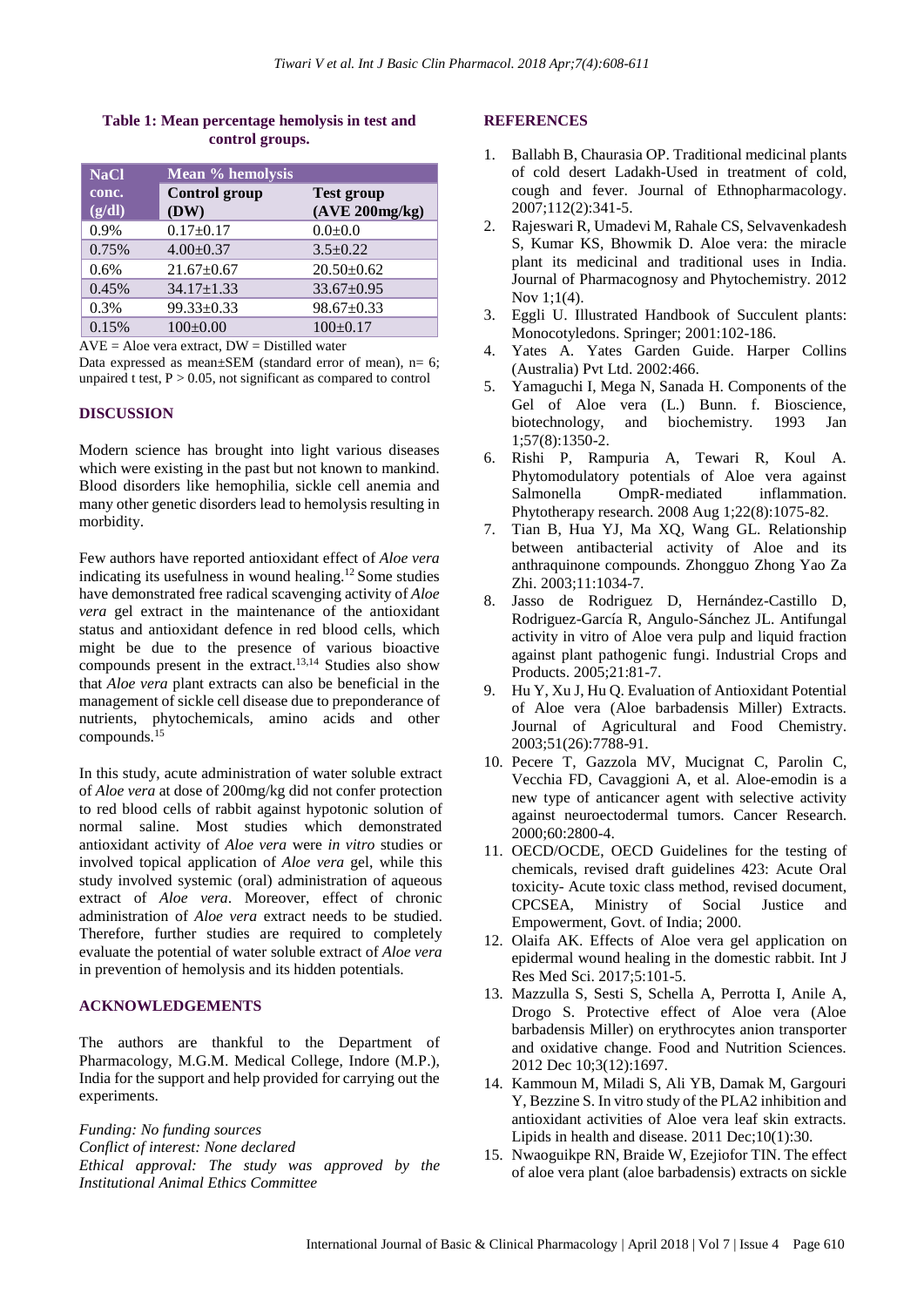**Table 1: Mean percentage hemolysis in test and control groups.**

| NaCl conc. (g/dl) | Mean % hemolysis | |
|---|---|---|
| | Control group (DW) | Test group (AVE 200mg/kg) |
| 0.9% | 0.17±0.17 | 0.0±0.0 |
| 0.75% | 4.00±0.37 | 3.5±0.22 |
| 0.6% | 21.67±0.67 | 20.50±0.62 |
| 0.45% | 34.17±1.33 | 33.67±0.95 |
| 0.3% | 99.33±0.33 | 98.67±0.33 |
| 0.15% | 100±0.00 | 100±0.17 |

AVE = Aloe vera extract, DW = Distilled water

Data expressed as mean±SEM (standard error of mean), n= 6; unpaired t test, $P > 0.05$, not significant as compared to control

## DISCUSSION

Modern science has brought into light various diseases which were existing in the past but not known to mankind. Blood disorders like hemophilia, sickle cell anemia and many other genetic disorders lead to hemolysis resulting in morbidity.

Few authors have reported antioxidant effect of *Aloe vera* indicating its usefulness in wound healing.[12] Some studies have demonstrated free radical scavenging activity of *Aloe vera* gel extract in the maintenance of the antioxidant status and antioxidant defence in red blood cells, which might be due to the presence of various bioactive compounds present in the extract.[13,14] Studies also show that *Aloe vera* plant extracts can also be beneficial in the management of sickle cell disease due to preponderance of nutrients, phytochemicals, amino acids and other compounds.[15]

In this study, acute administration of water soluble extract of *Aloe vera* at dose of 200mg/kg did not confer protection to red blood cells of rabbit against hypotonic solution of normal saline. Most studies which demonstrated antioxidant activity of *Aloe vera* were *in vitro* studies or involved topical application of *Aloe vera* gel, while this study involved systemic (oral) administration of aqueous extract of *Aloe vera*. Moreover, effect of chronic administration of *Aloe vera* extract needs to be studied. Therefore, further studies are required to completely evaluate the potential of water soluble extract of *Aloe vera* in prevention of hemolysis and its hidden potentials.

## ACKNOWLEDGEMENTS

The authors are thankful to the Department of Pharmacology, M.G.M. Medical College, Indore (M.P.), India for the support and help provided for carrying out the experiments.

*Funding: No funding sources*
*Conflict of interest: None declared*
*Ethical approval: The study was approved by the Institutional Animal Ethics Committee*

## REFERENCES

1. Ballabh B, Chaurasia OP. Traditional medicinal plants of cold desert Ladakh-Used in treatment of cold, cough and fever. Journal of Ethnopharmacology. 2007;112(2):341-5.
2. Rajeswari R, Umadevi M, Rahale CS, Selvavenkadesh S, Kumar KS, Bhowmik D. Aloe vera: the miracle plant its medicinal and traditional uses in India. Journal of Pharmacognosy and Phytochemistry. 2012 Nov 1;1(4).
3. Eggli U. Illustrated Handbook of Succulent plants: Monocotyledons. Springer; 2001:102-186.
4. Yates A. Yates Garden Guide. Harper Collins (Australia) Pvt Ltd. 2002:466.
5. Yamaguchi I, Mega N, Sanada H. Components of the Gel of Aloe vera (L.) Bunn. f. Bioscience, biotechnology, and biochemistry. 1993 Jan 1;57(8):1350-2.
6. Rishi P, Rampuria A, Tewari R, Koul A. Phytomodulatory potentials of Aloe vera against Salmonella OmpR‐mediated inflammation. Phytotherapy research. 2008 Aug 1;22(8):1075-82.
7. Tian B, Hua YJ, Ma XQ, Wang GL. Relationship between antibacterial activity of Aloe and its anthraquinone compounds. Zhongguo Zhong Yao Za Zhi. 2003;11:1034-7.
8. Jasso de Rodriguez D, Hernández-Castillo D, Rodriguez-García R, Angulo-Sánchez JL. Antifungal activity in vitro of Aloe vera pulp and liquid fraction against plant pathogenic fungi. Industrial Crops and Products. 2005;21:81-7.
9. Hu Y, Xu J, Hu Q. Evaluation of Antioxidant Potential of Aloe vera (Aloe barbadensis Miller) Extracts. Journal of Agricultural and Food Chemistry. 2003;51(26):7788-91.
10. Pecere T, Gazzola MV, Mucignat C, Parolin C, Vecchia FD, Cavaggioni A, et al. Aloe-emodin is a new type of anticancer agent with selective activity against neuroectodermal tumors. Cancer Research. 2000;60:2800-4.
11. OECD/OCDE, OECD Guidelines for the testing of chemicals, revised draft guidelines 423: Acute Oral toxicity- Acute toxic class method, revised document, CPCSEA, Ministry of Social Justice and Empowerment, Govt. of India; 2000.
12. Olaifa AK. Effects of Aloe vera gel application on epidermal wound healing in the domestic rabbit. Int J Res Med Sci. 2017;5:101-5.
13. Mazzulla S, Sesti S, Schella A, Perrotta I, Anile A, Drogo S. Protective effect of Aloe vera (Aloe barbadensis Miller) on erythrocytes anion transporter and oxidative change. Food and Nutrition Sciences. 2012 Dec 10;3(12):1697.
14. Kammoun M, Miladi S, Ali YB, Damak M, Gargouri Y, Bezzine S. In vitro study of the PLA2 inhibition and antioxidant activities of Aloe vera leaf skin extracts. Lipids in health and disease. 2011 Dec;10(1):30.
15. Nwaoguikpe RN, Braide W, Ezejiofor TIN. The effect of aloe vera plant (aloe barbadensis) extracts on sickle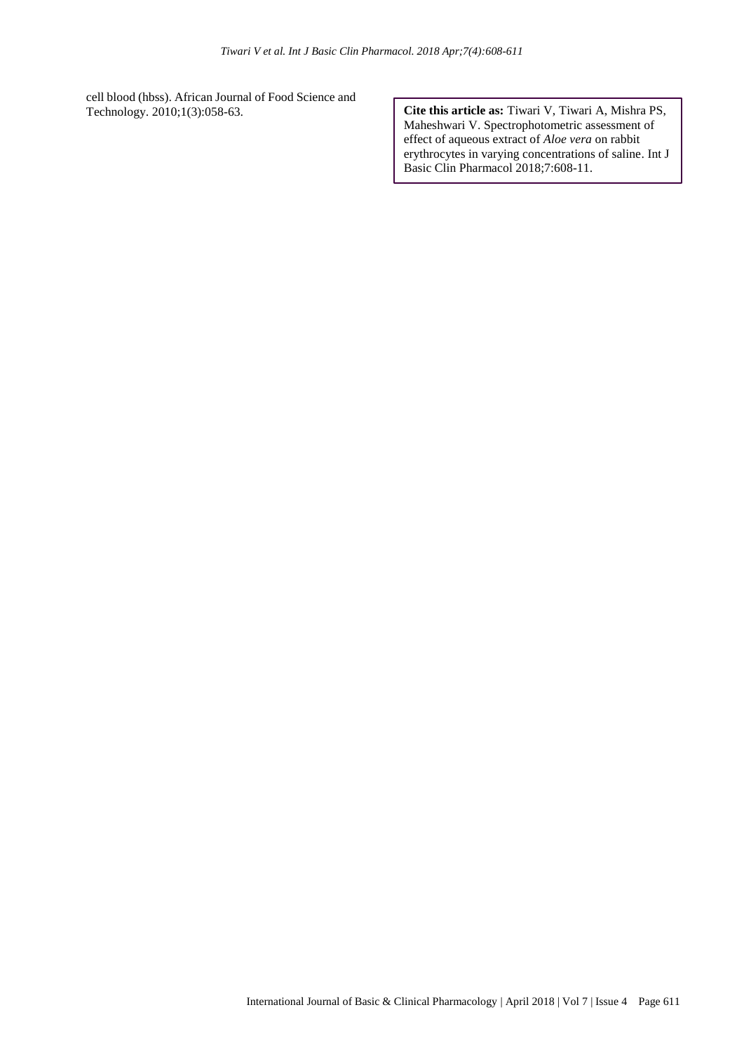cell blood (hbss). African Journal of Food Science and Technology. 2010;1(3):058-63.

**Cite this article as:** Tiwari V, Tiwari A, Mishra PS, Maheshwari V. Spectrophotometric assessment of effect of aqueous extract of *Aloe vera* on rabbit erythrocytes in varying concentrations of saline. Int J Basic Clin Pharmacol 2018;7:608-11.